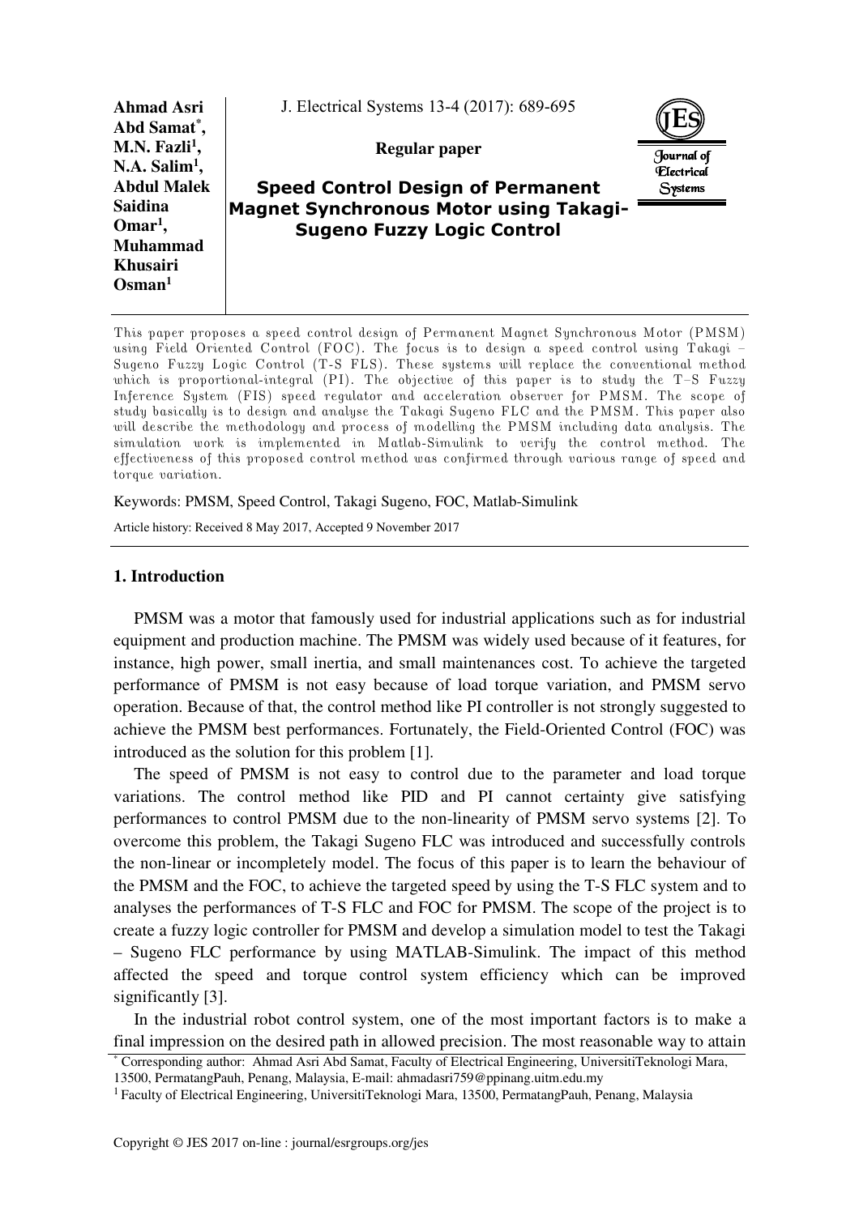**Ahmad Asri Abd Samat*, M.N. Fazli[1], N.A. Salim[1], Abdul Malek Saidina Omar[1], Muhammad Khusairi Osman[1]**

J. Electrical Systems 13-4 (2017): 689-695

**Regular paper**

# Speed Control Design of Permanent Magnet Synchronous Motor using Takagi-Sugeno Fuzzy Logic Control

This paper proposes a speed control design of Permanent Magnet Synchronous Motor (PMSM) using Field Oriented Control (FOC). The focus is to design a speed control using Takagi – Sugeno Fuzzy Logic Control (T-S FLS). These systems will replace the conventional method which is proportional-integral (PI). The objective of this paper is to study the T–S Fuzzy Inference System (FIS) speed regulator and acceleration observer for PMSM. The scope of study basically is to design and analyse the Takagi Sugeno FLC and the PMSM. This paper also will describe the methodology and process of modelling the PMSM including data analysis. The simulation work is implemented in Matlab-Simulink to verify the control method. The effectiveness of this proposed control method was confirmed through various range of speed and torque variation.

Keywords: PMSM, Speed Control, Takagi Sugeno, FOC, Matlab-Simulink

Article history: Received 8 May 2017, Accepted 9 November 2017

## 1. Introduction

PMSM was a motor that famously used for industrial applications such as for industrial equipment and production machine. The PMSM was widely used because of it features, for instance, high power, small inertia, and small maintenances cost. To achieve the targeted performance of PMSM is not easy because of load torque variation, and PMSM servo operation. Because of that, the control method like PI controller is not strongly suggested to achieve the PMSM best performances. Fortunately, the Field-Oriented Control (FOC) was introduced as the solution for this problem [1].

The speed of PMSM is not easy to control due to the parameter and load torque variations. The control method like PID and PI cannot certainty give satisfying performances to control PMSM due to the non-linearity of PMSM servo systems [2]. To overcome this problem, the Takagi Sugeno FLC was introduced and successfully controls the non-linear or incompletely model. The focus of this paper is to learn the behaviour of the PMSM and the FOC, to achieve the targeted speed by using the T-S FLC system and to analyses the performances of T-S FLC and FOC for PMSM. The scope of the project is to create a fuzzy logic controller for PMSM and develop a simulation model to test the Takagi – Sugeno FLC performance by using MATLAB-Simulink. The impact of this method affected the speed and torque control system efficiency which can be improved significantly [3].

In the industrial robot control system, one of the most important factors is to make a final impression on the desired path in allowed precision. The most reasonable way to attain

* Corresponding author: Ahmad Asri Abd Samat, Faculty of Electrical Engineering, UniversitiTeknologi Mara, 13500, PermatangPauh, Penang, Malaysia, E-mail: ahmadasri759@ppinang.uitm.edu.my

[1] Faculty of Electrical Engineering, UniversitiTeknologi Mara, 13500, PermatangPauh, Penang, Malaysia

Copyright © JES 2017 on-line : journal/esrgroups.org/jes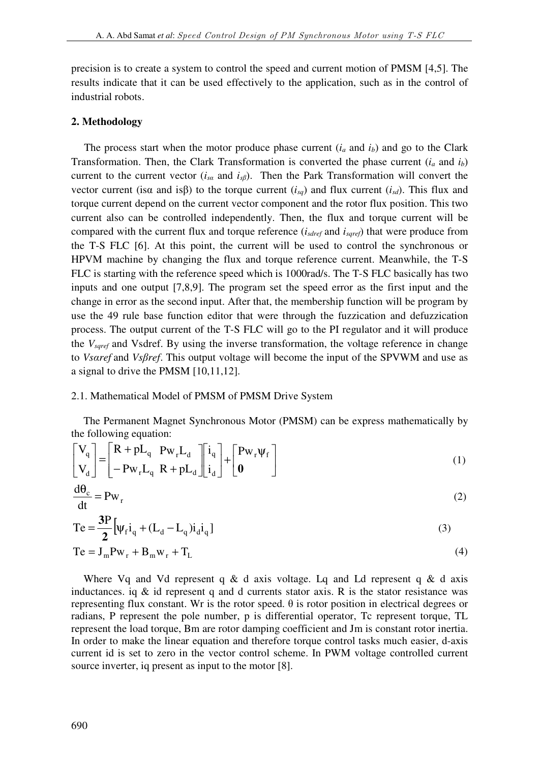precision is to create a system to control the speed and current motion of PMSM [4,5]. The results indicate that it can be used effectively to the application, such as in the control of industrial robots.

## 2. Methodology

The process start when the motor produce phase current ($i_a$ and $i_b$) and go to the Clark Transformation. Then, the Clark Transformation is converted the phase current ($i_a$ and $i_b$) current to the current vector ($i_{s\alpha}$ and $i_{s\beta}$). Then the Park Transformation will convert the vector current (isα and isβ) to the torque current ($i_{sq}$) and flux current ($i_{sd}$). This flux and torque current depend on the current vector component and the rotor flux position. This two current also can be controlled independently. Then, the flux and torque current will be compared with the current flux and torque reference ($i_{sdref}$ and $i_{sqref}$) that were produce from the T-S FLC [6]. At this point, the current will be used to control the synchronous or HPVM machine by changing the flux and torque reference current. Meanwhile, the T-S FLC is starting with the reference speed which is 1000rad/s. The T-S FLC basically has two inputs and one output [7,8,9]. The program set the speed error as the first input and the change in error as the second input. After that, the membership function will be program by use the 49 rule base function editor that were through the fuzzication and defuzzication process. The output current of the T-S FLC will go to the PI regulator and it will produce the $V_{sqref}$ and Vsdref. By using the inverse transformation, the voltage reference in change to *Vsαref* and *Vsβref*. This output voltage will become the input of the SPVWM and use as a signal to drive the PMSM [10,11,12].

### 2.1. Mathematical Model of PMSM of PMSM Drive System

The Permanent Magnet Synchronous Motor (PMSM) can be express mathematically by the following equation:

$$\begin{bmatrix} V_q \\ V_d \end{bmatrix} = \begin{bmatrix} R + pL_q & Pw_r L_d \\ -Pw_r L_q & R + pL_d \end{bmatrix} \begin{bmatrix} i_q \\ i_d \end{bmatrix} + \begin{bmatrix} Pw_r \psi_f \\ \mathbf{0} \end{bmatrix} \tag{1}$$

$$\frac{d\theta_c}{dt} = Pw_r \tag{2}$$

$$Te = \frac{\mathbf{3}P}{\mathbf{2}}\left[\psi_f i_q + (L_d - L_q) i_d i_q\right] \tag{3}$$

$$Te = J_m P w_r + B_m w_r + T_L \tag{4}$$

Where Vq and Vd represent q & d axis voltage. Lq and Ld represent q & d axis inductances. iq & id represent q and d currents stator axis. R is the stator resistance was representing flux constant. Wr is the rotor speed. θ is rotor position in electrical degrees or radians, P represent the pole number, p is differential operator, Tc represent torque, TL represent the load torque, Bm are rotor damping coefficient and Jm is constant rotor inertia. In order to make the linear equation and therefore torque control tasks much easier, d-axis current id is set to zero in the vector control scheme. In PWM voltage controlled current source inverter, iq present as input to the motor [8].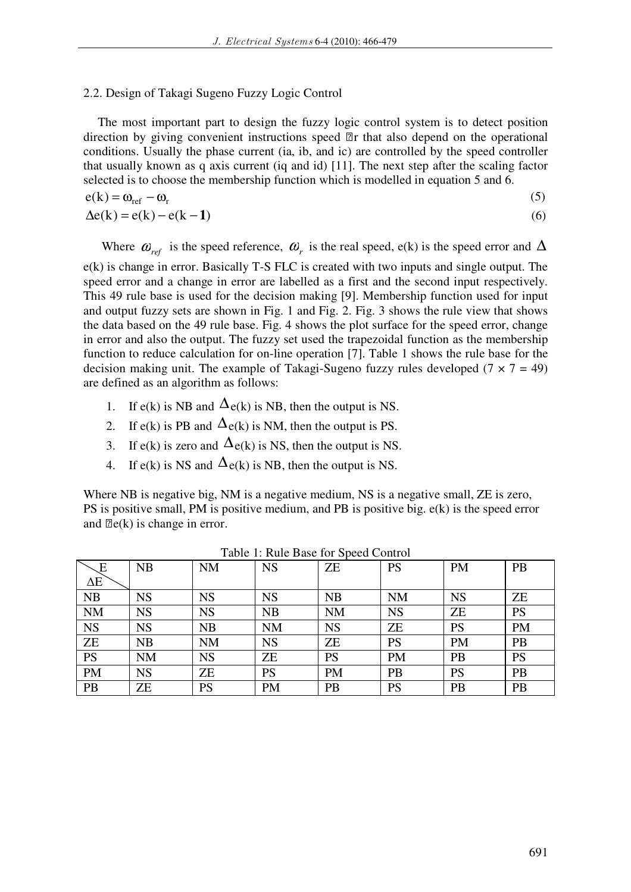### 2.2. Design of Takagi Sugeno Fuzzy Logic Control

The most important part to design the fuzzy logic control system is to detect position direction by giving convenient instructions speed ⍰r that also depend on the operational conditions. Usually the phase current (ia, ib, and ic) are controlled by the speed controller that usually known as q axis current (iq and id) [11]. The next step after the scaling factor selected is to choose the membership function which is modelled in equation 5 and 6.

$$e(k) = \omega_{ref} - \omega_r \tag{5}$$

$$\Delta e(k) = e(k) - e(k-1) \tag{6}$$

Where $\omega_{ref}$ is the speed reference, $\omega_r$ is the real speed, e(k) is the speed error and $\Delta$ e(k) is change in error. Basically T-S FLC is created with two inputs and single output. The speed error and a change in error are labelled as a first and the second input respectively. This 49 rule base is used for the decision making [9]. Membership function used for input and output fuzzy sets are shown in Fig. 1 and Fig. 2. Fig. 3 shows the rule view that shows the data based on the 49 rule base. Fig. 4 shows the plot surface for the speed error, change in error and also the output. The fuzzy set used the trapezoidal function as the membership function to reduce calculation for on-line operation [7]. Table 1 shows the rule base for the decision making unit. The example of Takagi-Sugeno fuzzy rules developed (7 × 7 = 49) are defined as an algorithm as follows:

1. If e(k) is NB and $\Delta$e(k) is NB, then the output is NS.
2. If e(k) is PB and $\Delta$e(k) is NM, then the output is PS.
3. If e(k) is zero and $\Delta$e(k) is NS, then the output is NS.
4. If e(k) is NS and $\Delta$e(k) is NB, then the output is NS.

Where NB is negative big, NM is a negative medium, NS is a negative small, ZE is zero, PS is positive small, PM is positive medium, and PB is positive big. e(k) is the speed error and ⍰e(k) is change in error.

Table 1: Rule Base for Speed Control

| E / ΔE | NB | NM | NS | ZE | PS | PM | PB |
|---|---|---|---|---|---|---|---|
| NB | NS | NS | NS | NB | NM | NS | ZE |
| NM | NS | NS | NB | NM | NS | ZE | PS |
| NS | NS | NB | NM | NS | ZE | PS | PM |
| ZE | NB | NM | NS | ZE | PS | PM | PB |
| PS | NM | NS | ZE | PS | PM | PB | PS |
| PM | NS | ZE | PS | PM | PB | PS | PB |
| PB | ZE | PS | PM | PB | PS | PB | PB |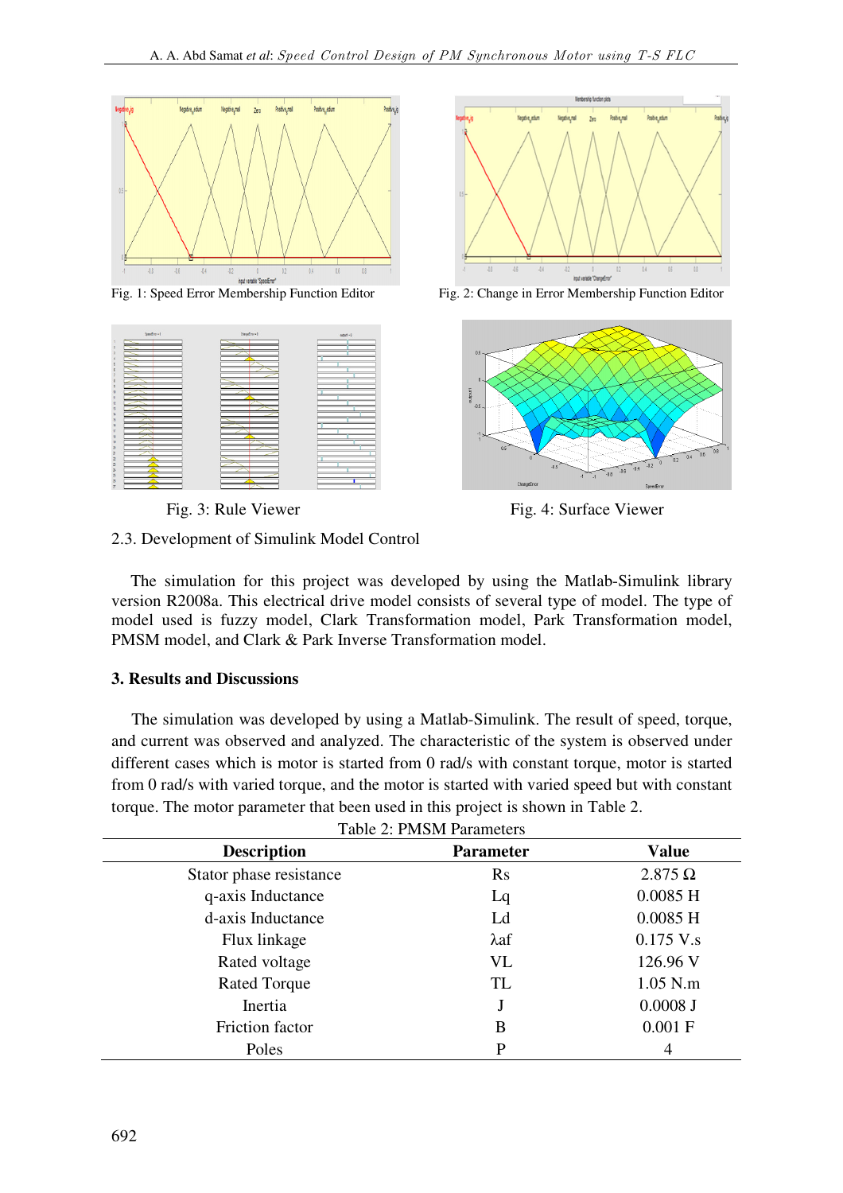Fig. 1: Speed Error Membership Function Editor

Fig. 2: Change in Error Membership Function Editor

Fig. 3: Rule Viewer

Fig. 4: Surface Viewer

### 2.3. Development of Simulink Model Control

The simulation for this project was developed by using the Matlab-Simulink library version R2008a. This electrical drive model consists of several type of model. The type of model used is fuzzy model, Clark Transformation model, Park Transformation model, PMSM model, and Clark & Park Inverse Transformation model.

## 3. Results and Discussions

The simulation was developed by using a Matlab-Simulink. The result of speed, torque, and current was observed and analyzed. The characteristic of the system is observed under different cases which is motor is started from 0 rad/s with constant torque, motor is started from 0 rad/s with varied torque, and the motor is started with varied speed but with constant torque. The motor parameter that been used in this project is shown in Table 2.

Table 2: PMSM Parameters

| Description | Parameter | Value |
| --- | --- | --- |
| Stator phase resistance | Rs | 2.875 Ω |
| q-axis Inductance | Lq | 0.0085 H |
| d-axis Inductance | Ld | 0.0085 H |
| Flux linkage | λaf | 0.175 V.s |
| Rated voltage | VL | 126.96 V |
| Rated Torque | TL | 1.05 N.m |
| Inertia | J | 0.0008 J |
| Friction factor | B | 0.001 F |
| Poles | P | 4 |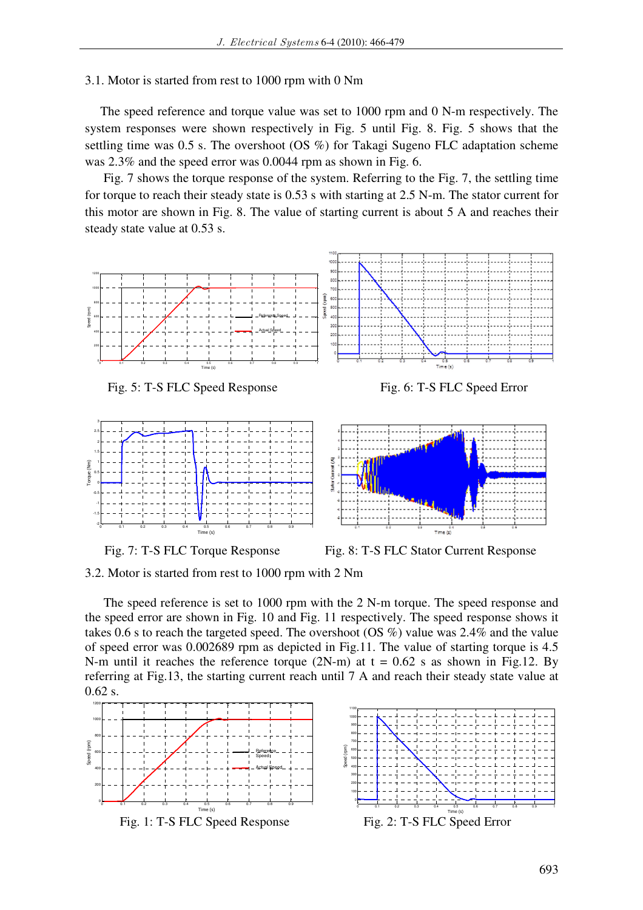3.1. Motor is started from rest to 1000 rpm with 0 Nm

The speed reference and torque value was set to 1000 rpm and 0 N-m respectively. The system responses were shown respectively in Fig. 5 until Fig. 8. Fig. 5 shows that the settling time was 0.5 s. The overshoot (OS %) for Takagi Sugeno FLC adaptation scheme was 2.3% and the speed error was 0.0044 rpm as shown in Fig. 6.

Fig. 7 shows the torque response of the system. Referring to the Fig. 7, the settling time for torque to reach their steady state is 0.53 s with starting at 2.5 N-m. The stator current for this motor are shown in Fig. 8. The value of starting current is about 5 A and reaches their steady state value at 0.53 s.

Fig. 5: T-S FLC Speed Response

Fig. 6: T-S FLC Speed Error

Fig. 7: T-S FLC Torque Response

Fig. 8: T-S FLC Stator Current Response

3.2. Motor is started from rest to 1000 rpm with 2 Nm

The speed reference is set to 1000 rpm with the 2 N-m torque. The speed response and the speed error are shown in Fig. 10 and Fig. 11 respectively. The speed response shows it takes 0.6 s to reach the targeted speed. The overshoot (OS %) value was 2.4% and the value of speed error was 0.002689 rpm as depicted in Fig.11. The value of starting torque is 4.5 N-m until it reaches the reference torque (2N-m) at t = 0.62 s as shown in Fig.12. By referring at Fig.13, the starting current reach until 7 A and reach their steady state value at 0.62 s.

Fig. 1: T-S FLC Speed Response

Fig. 2: T-S FLC Speed Error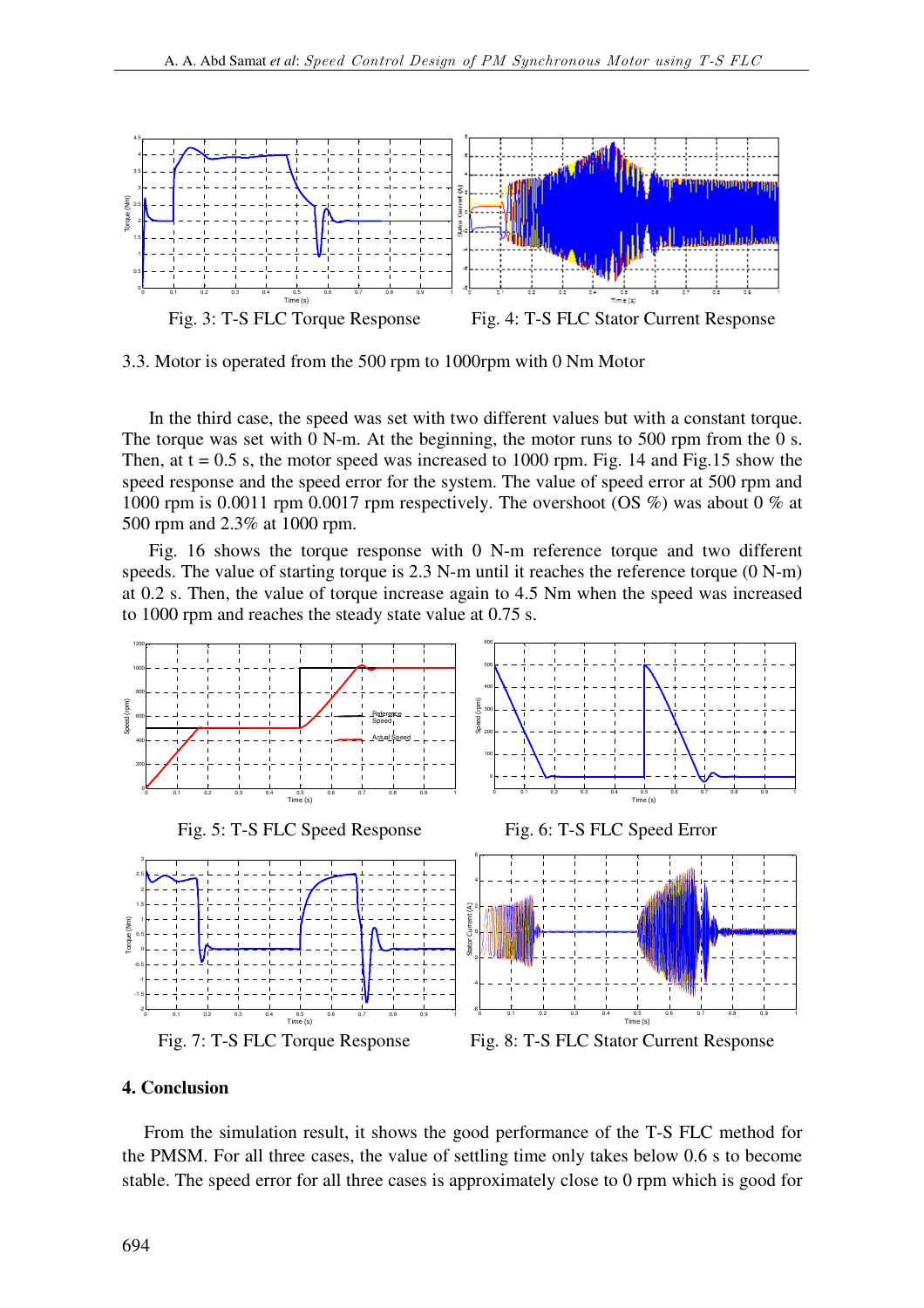Fig. 3: T-S FLC Torque Response

Fig. 4: T-S FLC Stator Current Response

3.3. Motor is operated from the 500 rpm to 1000rpm with 0 Nm Motor

In the third case, the speed was set with two different values but with a constant torque. The torque was set with 0 N-m. At the beginning, the motor runs to 500 rpm from the 0 s. Then, at t = 0.5 s, the motor speed was increased to 1000 rpm. Fig. 14 and Fig.15 show the speed response and the speed error for the system. The value of speed error at 500 rpm and 1000 rpm is 0.0011 rpm 0.0017 rpm respectively. The overshoot (OS %) was about 0 % at 500 rpm and 2.3% at 1000 rpm.

Fig. 16 shows the torque response with 0 N-m reference torque and two different speeds. The value of starting torque is 2.3 N-m until it reaches the reference torque (0 N-m) at 0.2 s. Then, the value of torque increase again to 4.5 Nm when the speed was increased to 1000 rpm and reaches the steady state value at 0.75 s.

Fig. 5: T-S FLC Speed Response

Fig. 6: T-S FLC Speed Error

Fig. 7: T-S FLC Torque Response

Fig. 8: T-S FLC Stator Current Response

## 4. Conclusion

From the simulation result, it shows the good performance of the T-S FLC method for the PMSM. For all three cases, the value of settling time only takes below 0.6 s to become stable. The speed error for all three cases is approximately close to 0 rpm which is good for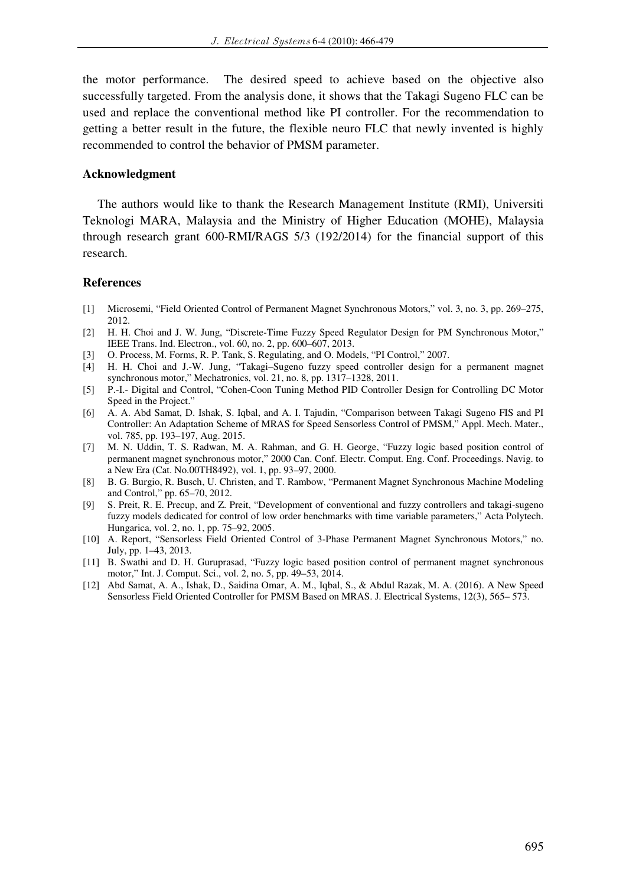the motor performance. The desired speed to achieve based on the objective also successfully targeted. From the analysis done, it shows that the Takagi Sugeno FLC can be used and replace the conventional method like PI controller. For the recommendation to getting a better result in the future, the flexible neuro FLC that newly invented is highly recommended to control the behavior of PMSM parameter.

### Acknowledgment

The authors would like to thank the Research Management Institute (RMI), Universiti Teknologi MARA, Malaysia and the Ministry of Higher Education (MOHE), Malaysia through research grant 600-RMI/RAGS 5/3 (192/2014) for the financial support of this research.

### References

[1] Microsemi, "Field Oriented Control of Permanent Magnet Synchronous Motors," vol. 3, no. 3, pp. 269–275, 2012.

[2] H. H. Choi and J. W. Jung, "Discrete-Time Fuzzy Speed Regulator Design for PM Synchronous Motor," IEEE Trans. Ind. Electron., vol. 60, no. 2, pp. 600–607, 2013.

[3] O. Process, M. Forms, R. P. Tank, S. Regulating, and O. Models, "PI Control," 2007.

[4] H. H. Choi and J.-W. Jung, "Takagi–Sugeno fuzzy speed controller design for a permanent magnet synchronous motor," Mechatronics, vol. 21, no. 8, pp. 1317–1328, 2011.

[5] P.-I.- Digital and Control, "Cohen-Coon Tuning Method PID Controller Design for Controlling DC Motor Speed in the Project."

[6] A. A. Abd Samat, D. Ishak, S. Iqbal, and A. I. Tajudin, "Comparison between Takagi Sugeno FIS and PI Controller: An Adaptation Scheme of MRAS for Speed Sensorless Control of PMSM," Appl. Mech. Mater., vol. 785, pp. 193–197, Aug. 2015.

[7] M. N. Uddin, T. S. Radwan, M. A. Rahman, and G. H. George, "Fuzzy logic based position control of permanent magnet synchronous motor," 2000 Can. Conf. Electr. Comput. Eng. Conf. Proceedings. Navig. to a New Era (Cat. No.00TH8492), vol. 1, pp. 93–97, 2000.

[8] B. G. Burgio, R. Busch, U. Christen, and T. Rambow, "Permanent Magnet Synchronous Machine Modeling and Control," pp. 65–70, 2012.

[9] S. Preit, R. E. Precup, and Z. Preit, "Development of conventional and fuzzy controllers and takagi-sugeno fuzzy models dedicated for control of low order benchmarks with time variable parameters," Acta Polytech. Hungarica, vol. 2, no. 1, pp. 75–92, 2005.

[10] A. Report, "Sensorless Field Oriented Control of 3-Phase Permanent Magnet Synchronous Motors," no. July, pp. 1–43, 2013.

[11] B. Swathi and D. H. Guruprasad, "Fuzzy logic based position control of permanent magnet synchronous motor," Int. J. Comput. Sci., vol. 2, no. 5, pp. 49–53, 2014.

[12] Abd Samat, A. A., Ishak, D., Saidina Omar, A. M., Iqbal, S., & Abdul Razak, M. A. (2016). A New Speed Sensorless Field Oriented Controller for PMSM Based on MRAS. J. Electrical Systems, 12(3), 565– 573.